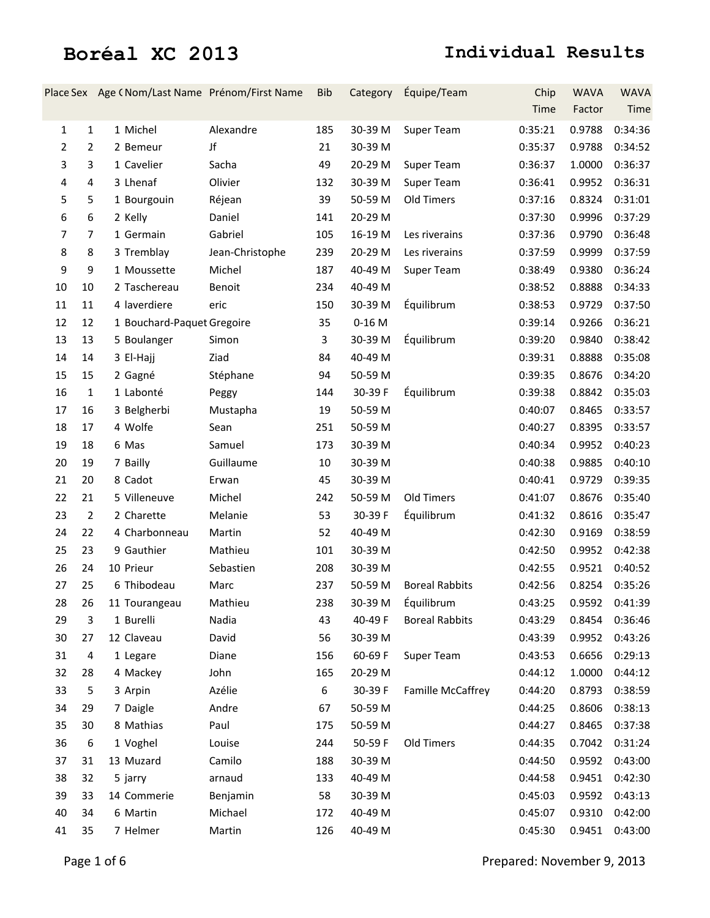# Boréal XC 2013

## Individual Results

| Place | Sex | Age C | Nom/Last Name | Prénom/First Name | Bib | Category | Équipe/Team | Chip Time | WAVA Factor | WAVA Time |
|---|---|---|---|---|---|---|---|---|---|---|
| 1 | 1 | 1 | Michel | Alexandre | 185 | 30-39 M | Super Team | 0:35:21 | 0.9788 | 0:34:36 |
| 2 | 2 | 2 | Bemeur | Jf | 21 | 30-39 M | | 0:35:37 | 0.9788 | 0:34:52 |
| 3 | 3 | 1 | Cavelier | Sacha | 49 | 20-29 M | Super Team | 0:36:37 | 1.0000 | 0:36:37 |
| 4 | 4 | 3 | Lhenaf | Olivier | 132 | 30-39 M | Super Team | 0:36:41 | 0.9952 | 0:36:31 |
| 5 | 5 | 1 | Bourgouin | Réjean | 39 | 50-59 M | Old Timers | 0:37:16 | 0.8324 | 0:31:01 |
| 6 | 6 | 2 | Kelly | Daniel | 141 | 20-29 M | | 0:37:30 | 0.9996 | 0:37:29 |
| 7 | 7 | 1 | Germain | Gabriel | 105 | 16-19 M | Les riverains | 0:37:36 | 0.9790 | 0:36:48 |
| 8 | 8 | 3 | Tremblay | Jean-Christophe | 239 | 20-29 M | Les riverains | 0:37:59 | 0.9999 | 0:37:59 |
| 9 | 9 | 1 | Moussette | Michel | 187 | 40-49 M | Super Team | 0:38:49 | 0.9380 | 0:36:24 |
| 10 | 10 | 2 | Taschereau | Benoit | 234 | 40-49 M | | 0:38:52 | 0.8888 | 0:34:33 |
| 11 | 11 | 4 | laverdiere | eric | 150 | 30-39 M | Équilibrum | 0:38:53 | 0.9729 | 0:37:50 |
| 12 | 12 | 1 | Bouchard-Paquet | Gregoire | 35 | 0-16 M | | 0:39:14 | 0.9266 | 0:36:21 |
| 13 | 13 | 5 | Boulanger | Simon | 3 | 30-39 M | Équilibrum | 0:39:20 | 0.9840 | 0:38:42 |
| 14 | 14 | 3 | El-Hajj | Ziad | 84 | 40-49 M | | 0:39:31 | 0.8888 | 0:35:08 |
| 15 | 15 | 2 | Gagné | Stéphane | 94 | 50-59 M | | 0:39:35 | 0.8676 | 0:34:20 |
| 16 | 1 | 1 | Labonté | Peggy | 144 | 30-39 F | Équilibrum | 0:39:38 | 0.8842 | 0:35:03 |
| 17 | 16 | 3 | Belgherbi | Mustapha | 19 | 50-59 M | | 0:40:07 | 0.8465 | 0:33:57 |
| 18 | 17 | 4 | Wolfe | Sean | 251 | 50-59 M | | 0:40:27 | 0.8395 | 0:33:57 |
| 19 | 18 | 6 | Mas | Samuel | 173 | 30-39 M | | 0:40:34 | 0.9952 | 0:40:23 |
| 20 | 19 | 7 | Bailly | Guillaume | 10 | 30-39 M | | 0:40:38 | 0.9885 | 0:40:10 |
| 21 | 20 | 8 | Cadot | Erwan | 45 | 30-39 M | | 0:40:41 | 0.9729 | 0:39:35 |
| 22 | 21 | 5 | Villeneuve | Michel | 242 | 50-59 M | Old Timers | 0:41:07 | 0.8676 | 0:35:40 |
| 23 | 2 | 2 | Charette | Melanie | 53 | 30-39 F | Équilibrum | 0:41:32 | 0.8616 | 0:35:47 |
| 24 | 22 | 4 | Charbonneau | Martin | 52 | 40-49 M | | 0:42:30 | 0.9169 | 0:38:59 |
| 25 | 23 | 9 | Gauthier | Mathieu | 101 | 30-39 M | | 0:42:50 | 0.9952 | 0:42:38 |
| 26 | 24 | 10 | Prieur | Sebastien | 208 | 30-39 M | | 0:42:55 | 0.9521 | 0:40:52 |
| 27 | 25 | 6 | Thibodeau | Marc | 237 | 50-59 M | Boreal Rabbits | 0:42:56 | 0.8254 | 0:35:26 |
| 28 | 26 | 11 | Tourangeau | Mathieu | 238 | 30-39 M | Équilibrum | 0:43:25 | 0.9592 | 0:41:39 |
| 29 | 3 | 1 | Burelli | Nadia | 43 | 40-49 F | Boreal Rabbits | 0:43:29 | 0.8454 | 0:36:46 |
| 30 | 27 | 12 | Claveau | David | 56 | 30-39 M | | 0:43:39 | 0.9952 | 0:43:26 |
| 31 | 4 | 1 | Legare | Diane | 156 | 60-69 F | Super Team | 0:43:53 | 0.6656 | 0:29:13 |
| 32 | 28 | 4 | Mackey | John | 165 | 20-29 M | | 0:44:12 | 1.0000 | 0:44:12 |
| 33 | 5 | 3 | Arpin | Azélie | 6 | 30-39 F | Famille McCaffrey | 0:44:20 | 0.8793 | 0:38:59 |
| 34 | 29 | 7 | Daigle | Andre | 67 | 50-59 M | | 0:44:25 | 0.8606 | 0:38:13 |
| 35 | 30 | 8 | Mathias | Paul | 175 | 50-59 M | | 0:44:27 | 0.8465 | 0:37:38 |
| 36 | 6 | 1 | Voghel | Louise | 244 | 50-59 F | Old Timers | 0:44:35 | 0.7042 | 0:31:24 |
| 37 | 31 | 13 | Muzard | Camilo | 188 | 30-39 M | | 0:44:50 | 0.9592 | 0:43:00 |
| 38 | 32 | 5 | jarry | arnaud | 133 | 40-49 M | | 0:44:58 | 0.9451 | 0:42:30 |
| 39 | 33 | 14 | Commerie | Benjamin | 58 | 30-39 M | | 0:45:03 | 0.9592 | 0:43:13 |
| 40 | 34 | 6 | Martin | Michael | 172 | 40-49 M | | 0:45:07 | 0.9310 | 0:42:00 |
| 41 | 35 | 7 | Helmer | Martin | 126 | 40-49 M | | 0:45:30 | 0.9451 | 0:43:00 |

Prepared: November 9, 2013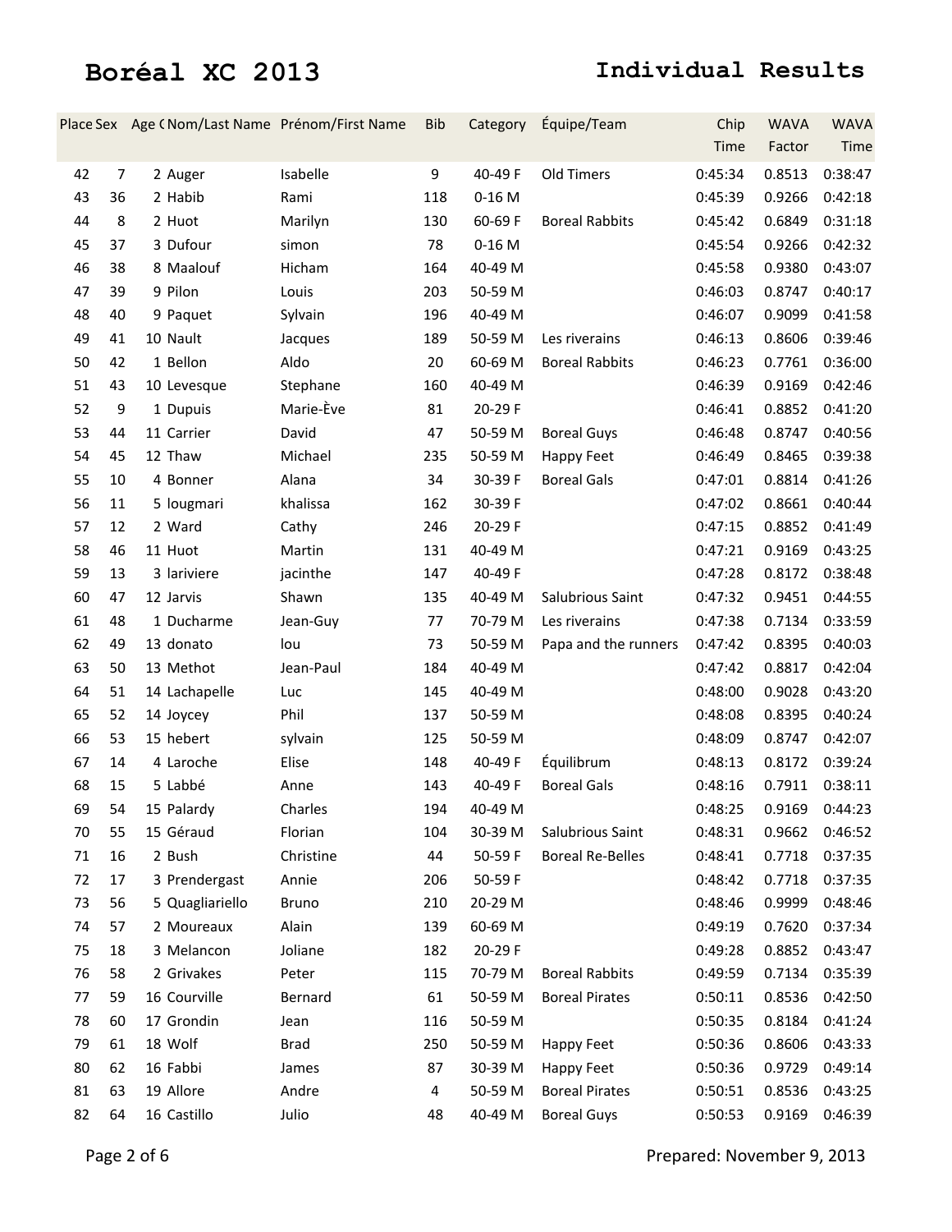# Boréal XC 2013

## Individual Results

| Place | Sex | Age C | Nom/Last Name | Prénom/First Name | Bib | Category | Équipe/Team | Chip Time | WAVA Factor | WAVA Time |
|---|---|---|---|---|---|---|---|---|---|---|
| 42 | 7 | 2 | Auger | Isabelle | 9 | 40-49 F | Old Timers | 0:45:34 | 0.8513 | 0:38:47 |
| 43 | 36 | 2 | Habib | Rami | 118 | 0-16 M | | 0:45:39 | 0.9266 | 0:42:18 |
| 44 | 8 | 2 | Huot | Marilyn | 130 | 60-69 F | Boreal Rabbits | 0:45:42 | 0.6849 | 0:31:18 |
| 45 | 37 | 3 | Dufour | simon | 78 | 0-16 M | | 0:45:54 | 0.9266 | 0:42:32 |
| 46 | 38 | 8 | Maalouf | Hicham | 164 | 40-49 M | | 0:45:58 | 0.9380 | 0:43:07 |
| 47 | 39 | 9 | Pilon | Louis | 203 | 50-59 M | | 0:46:03 | 0.8747 | 0:40:17 |
| 48 | 40 | 9 | Paquet | Sylvain | 196 | 40-49 M | | 0:46:07 | 0.9099 | 0:41:58 |
| 49 | 41 | 10 | Nault | Jacques | 189 | 50-59 M | Les riverains | 0:46:13 | 0.8606 | 0:39:46 |
| 50 | 42 | 1 | Bellon | Aldo | 20 | 60-69 M | Boreal Rabbits | 0:46:23 | 0.7761 | 0:36:00 |
| 51 | 43 | 10 | Levesque | Stephane | 160 | 40-49 M | | 0:46:39 | 0.9169 | 0:42:46 |
| 52 | 9 | 1 | Dupuis | Marie-Ève | 81 | 20-29 F | | 0:46:41 | 0.8852 | 0:41:20 |
| 53 | 44 | 11 | Carrier | David | 47 | 50-59 M | Boreal Guys | 0:46:48 | 0.8747 | 0:40:56 |
| 54 | 45 | 12 | Thaw | Michael | 235 | 50-59 M | Happy Feet | 0:46:49 | 0.8465 | 0:39:38 |
| 55 | 10 | 4 | Bonner | Alana | 34 | 30-39 F | Boreal Gals | 0:47:01 | 0.8814 | 0:41:26 |
| 56 | 11 | 5 | lougmari | khalissa | 162 | 30-39 F | | 0:47:02 | 0.8661 | 0:40:44 |
| 57 | 12 | 2 | Ward | Cathy | 246 | 20-29 F | | 0:47:15 | 0.8852 | 0:41:49 |
| 58 | 46 | 11 | Huot | Martin | 131 | 40-49 M | | 0:47:21 | 0.9169 | 0:43:25 |
| 59 | 13 | 3 | lariviere | jacinthe | 147 | 40-49 F | | 0:47:28 | 0.8172 | 0:38:48 |
| 60 | 47 | 12 | Jarvis | Shawn | 135 | 40-49 M | Salubrious Saint | 0:47:32 | 0.9451 | 0:44:55 |
| 61 | 48 | 1 | Ducharme | Jean-Guy | 77 | 70-79 M | Les riverains | 0:47:38 | 0.7134 | 0:33:59 |
| 62 | 49 | 13 | donato | lou | 73 | 50-59 M | Papa and the runners | 0:47:42 | 0.8395 | 0:40:03 |
| 63 | 50 | 13 | Methot | Jean-Paul | 184 | 40-49 M | | 0:47:42 | 0.8817 | 0:42:04 |
| 64 | 51 | 14 | Lachapelle | Luc | 145 | 40-49 M | | 0:48:00 | 0.9028 | 0:43:20 |
| 65 | 52 | 14 | Joycey | Phil | 137 | 50-59 M | | 0:48:08 | 0.8395 | 0:40:24 |
| 66 | 53 | 15 | hebert | sylvain | 125 | 50-59 M | | 0:48:09 | 0.8747 | 0:42:07 |
| 67 | 14 | 4 | Laroche | Elise | 148 | 40-49 F | Équilibrum | 0:48:13 | 0.8172 | 0:39:24 |
| 68 | 15 | 5 | Labbé | Anne | 143 | 40-49 F | Boreal Gals | 0:48:16 | 0.7911 | 0:38:11 |
| 69 | 54 | 15 | Palardy | Charles | 194 | 40-49 M | | 0:48:25 | 0.9169 | 0:44:23 |
| 70 | 55 | 15 | Géraud | Florian | 104 | 30-39 M | Salubrious Saint | 0:48:31 | 0.9662 | 0:46:52 |
| 71 | 16 | 2 | Bush | Christine | 44 | 50-59 F | Boreal Re-Belles | 0:48:41 | 0.7718 | 0:37:35 |
| 72 | 17 | 3 | Prendergast | Annie | 206 | 50-59 F | | 0:48:42 | 0.7718 | 0:37:35 |
| 73 | 56 | 5 | Quagliariello | Bruno | 210 | 20-29 M | | 0:48:46 | 0.9999 | 0:48:46 |
| 74 | 57 | 2 | Moureaux | Alain | 139 | 60-69 M | | 0:49:19 | 0.7620 | 0:37:34 |
| 75 | 18 | 3 | Melancon | Joliane | 182 | 20-29 F | | 0:49:28 | 0.8852 | 0:43:47 |
| 76 | 58 | 2 | Grivakes | Peter | 115 | 70-79 M | Boreal Rabbits | 0:49:59 | 0.7134 | 0:35:39 |
| 77 | 59 | 16 | Courville | Bernard | 61 | 50-59 M | Boreal Pirates | 0:50:11 | 0.8536 | 0:42:50 |
| 78 | 60 | 17 | Grondin | Jean | 116 | 50-59 M | | 0:50:35 | 0.8184 | 0:41:24 |
| 79 | 61 | 18 | Wolf | Brad | 250 | 50-59 M | Happy Feet | 0:50:36 | 0.8606 | 0:43:33 |
| 80 | 62 | 16 | Fabbi | James | 87 | 30-39 M | Happy Feet | 0:50:36 | 0.9729 | 0:49:14 |
| 81 | 63 | 19 | Allore | Andre | 4 | 50-59 M | Boreal Pirates | 0:50:51 | 0.8536 | 0:43:25 |
| 82 | 64 | 16 | Castillo | Julio | 48 | 40-49 M | Boreal Guys | 0:50:53 | 0.9169 | 0:46:39 |

Prepared: November 9, 2013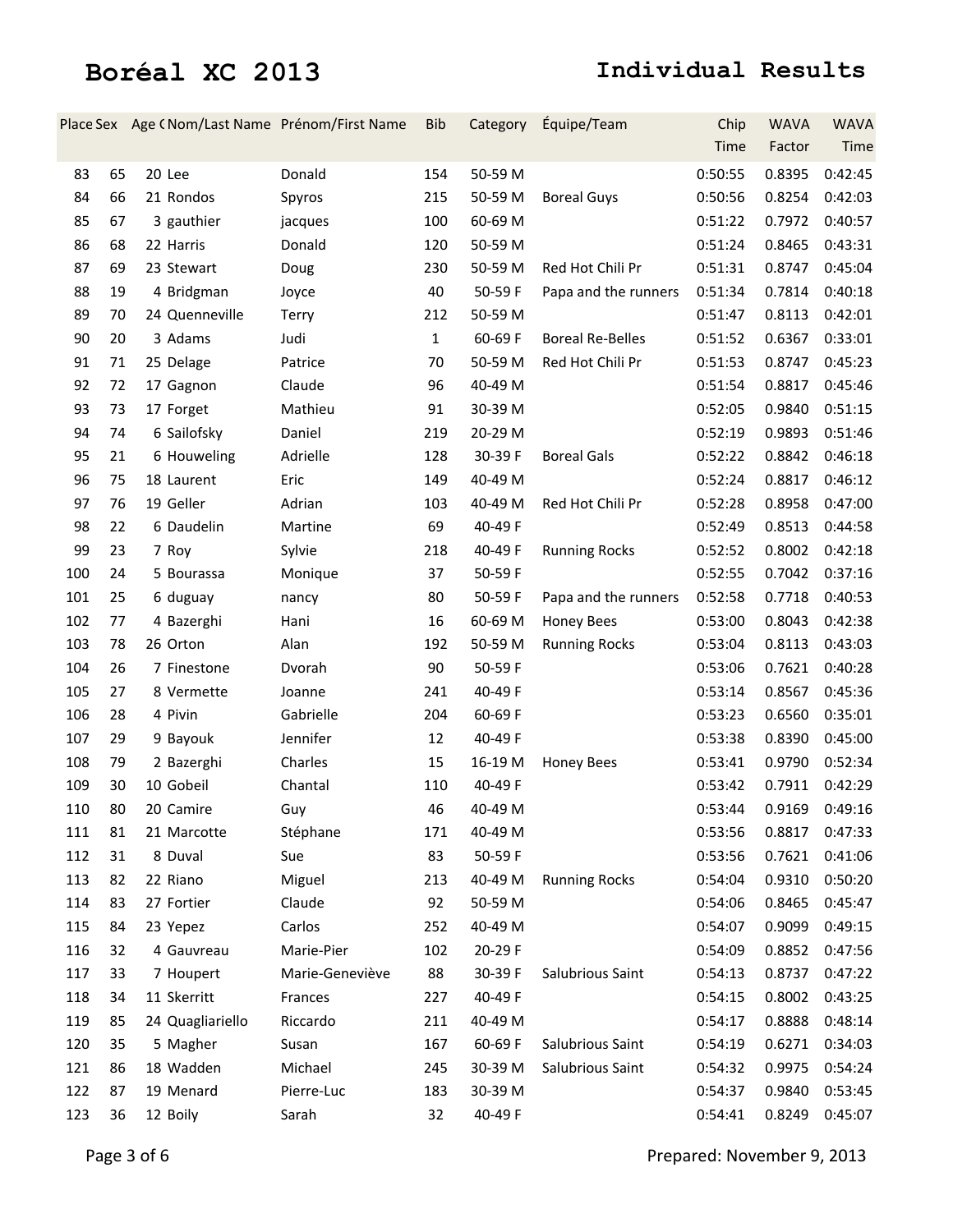# Boréal XC 2013

## Individual Results

| Place | Sex | Age ( | Nom/Last Name | Prénom/First Name | Bib | Category | Équipe/Team | Chip Time | WAVA Factor | WAVA Time |
|---|---|---|---|---|---|---|---|---|---|---|
| 83 | 65 | 20 | Lee | Donald | 154 | 50-59 M | | 0:50:55 | 0.8395 | 0:42:45 |
| 84 | 66 | 21 | Rondos | Spyros | 215 | 50-59 M | Boreal Guys | 0:50:56 | 0.8254 | 0:42:03 |
| 85 | 67 | 3 | gauthier | jacques | 100 | 60-69 M | | 0:51:22 | 0.7972 | 0:40:57 |
| 86 | 68 | 22 | Harris | Donald | 120 | 50-59 M | | 0:51:24 | 0.8465 | 0:43:31 |
| 87 | 69 | 23 | Stewart | Doug | 230 | 50-59 M | Red Hot Chili Pr | 0:51:31 | 0.8747 | 0:45:04 |
| 88 | 19 | 4 | Bridgman | Joyce | 40 | 50-59 F | Papa and the runners | 0:51:34 | 0.7814 | 0:40:18 |
| 89 | 70 | 24 | Quenneville | Terry | 212 | 50-59 M | | 0:51:47 | 0.8113 | 0:42:01 |
| 90 | 20 | 3 | Adams | Judi | 1 | 60-69 F | Boreal Re-Belles | 0:51:52 | 0.6367 | 0:33:01 |
| 91 | 71 | 25 | Delage | Patrice | 70 | 50-59 M | Red Hot Chili Pr | 0:51:53 | 0.8747 | 0:45:23 |
| 92 | 72 | 17 | Gagnon | Claude | 96 | 40-49 M | | 0:51:54 | 0.8817 | 0:45:46 |
| 93 | 73 | 17 | Forget | Mathieu | 91 | 30-39 M | | 0:52:05 | 0.9840 | 0:51:15 |
| 94 | 74 | 6 | Sailofsky | Daniel | 219 | 20-29 M | | 0:52:19 | 0.9893 | 0:51:46 |
| 95 | 21 | 6 | Houweling | Adrielle | 128 | 30-39 F | Boreal Gals | 0:52:22 | 0.8842 | 0:46:18 |
| 96 | 75 | 18 | Laurent | Eric | 149 | 40-49 M | | 0:52:24 | 0.8817 | 0:46:12 |
| 97 | 76 | 19 | Geller | Adrian | 103 | 40-49 M | Red Hot Chili Pr | 0:52:28 | 0.8958 | 0:47:00 |
| 98 | 22 | 6 | Daudelin | Martine | 69 | 40-49 F | | 0:52:49 | 0.8513 | 0:44:58 |
| 99 | 23 | 7 | Roy | Sylvie | 218 | 40-49 F | Running Rocks | 0:52:52 | 0.8002 | 0:42:18 |
| 100 | 24 | 5 | Bourassa | Monique | 37 | 50-59 F | | 0:52:55 | 0.7042 | 0:37:16 |
| 101 | 25 | 6 | duguay | nancy | 80 | 50-59 F | Papa and the runners | 0:52:58 | 0.7718 | 0:40:53 |
| 102 | 77 | 4 | Bazerghi | Hani | 16 | 60-69 M | Honey Bees | 0:53:00 | 0.8043 | 0:42:38 |
| 103 | 78 | 26 | Orton | Alan | 192 | 50-59 M | Running Rocks | 0:53:04 | 0.8113 | 0:43:03 |
| 104 | 26 | 7 | Finestone | Dvorah | 90 | 50-59 F | | 0:53:06 | 0.7621 | 0:40:28 |
| 105 | 27 | 8 | Vermette | Joanne | 241 | 40-49 F | | 0:53:14 | 0.8567 | 0:45:36 |
| 106 | 28 | 4 | Pivin | Gabrielle | 204 | 60-69 F | | 0:53:23 | 0.6560 | 0:35:01 |
| 107 | 29 | 9 | Bayouk | Jennifer | 12 | 40-49 F | | 0:53:38 | 0.8390 | 0:45:00 |
| 108 | 79 | 2 | Bazerghi | Charles | 15 | 16-19 M | Honey Bees | 0:53:41 | 0.9790 | 0:52:34 |
| 109 | 30 | 10 | Gobeil | Chantal | 110 | 40-49 F | | 0:53:42 | 0.7911 | 0:42:29 |
| 110 | 80 | 20 | Camire | Guy | 46 | 40-49 M | | 0:53:44 | 0.9169 | 0:49:16 |
| 111 | 81 | 21 | Marcotte | Stéphane | 171 | 40-49 M | | 0:53:56 | 0.8817 | 0:47:33 |
| 112 | 31 | 8 | Duval | Sue | 83 | 50-59 F | | 0:53:56 | 0.7621 | 0:41:06 |
| 113 | 82 | 22 | Riano | Miguel | 213 | 40-49 M | Running Rocks | 0:54:04 | 0.9310 | 0:50:20 |
| 114 | 83 | 27 | Fortier | Claude | 92 | 50-59 M | | 0:54:06 | 0.8465 | 0:45:47 |
| 115 | 84 | 23 | Yepez | Carlos | 252 | 40-49 M | | 0:54:07 | 0.9099 | 0:49:15 |
| 116 | 32 | 4 | Gauvreau | Marie-Pier | 102 | 20-29 F | | 0:54:09 | 0.8852 | 0:47:56 |
| 117 | 33 | 7 | Houpert | Marie-Geneviève | 88 | 30-39 F | Salubrious Saint | 0:54:13 | 0.8737 | 0:47:22 |
| 118 | 34 | 11 | Skerritt | Frances | 227 | 40-49 F | | 0:54:15 | 0.8002 | 0:43:25 |
| 119 | 85 | 24 | Quagliariello | Riccardo | 211 | 40-49 M | | 0:54:17 | 0.8888 | 0:48:14 |
| 120 | 35 | 5 | Magher | Susan | 167 | 60-69 F | Salubrious Saint | 0:54:19 | 0.6271 | 0:34:03 |
| 121 | 86 | 18 | Wadden | Michael | 245 | 30-39 M | Salubrious Saint | 0:54:32 | 0.9975 | 0:54:24 |
| 122 | 87 | 19 | Menard | Pierre-Luc | 183 | 30-39 M | | 0:54:37 | 0.9840 | 0:53:45 |
| 123 | 36 | 12 | Boily | Sarah | 32 | 40-49 F | | 0:54:41 | 0.8249 | 0:45:07 |

Prepared: November 9, 2013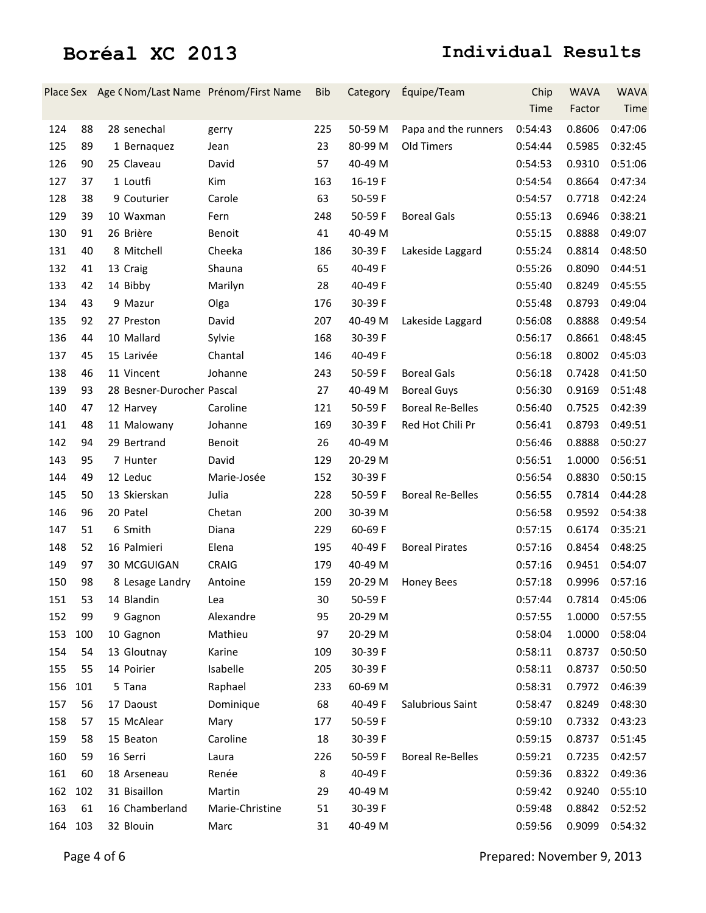# Boréal XC 2013

## Individual Results

| Place | Sex | Age ( | Nom/Last Name | Prénom/First Name | Bib | Category | Équipe/Team | Chip Time | WAVA Factor | WAVA Time |
|---|---|---|---|---|---|---|---|---|---|---|
| 124 | 88 | 28 | senechal | gerry | 225 | 50-59 M | Papa and the runners | 0:54:43 | 0.8606 | 0:47:06 |
| 125 | 89 | 1 | Bernaquez | Jean | 23 | 80-99 M | Old Timers | 0:54:44 | 0.5985 | 0:32:45 |
| 126 | 90 | 25 | Claveau | David | 57 | 40-49 M | | 0:54:53 | 0.9310 | 0:51:06 |
| 127 | 37 | 1 | Loutfi | Kim | 163 | 16-19 F | | 0:54:54 | 0.8664 | 0:47:34 |
| 128 | 38 | 9 | Couturier | Carole | 63 | 50-59 F | | 0:54:57 | 0.7718 | 0:42:24 |
| 129 | 39 | 10 | Waxman | Fern | 248 | 50-59 F | Boreal Gals | 0:55:13 | 0.6946 | 0:38:21 |
| 130 | 91 | 26 | Brière | Benoit | 41 | 40-49 M | | 0:55:15 | 0.8888 | 0:49:07 |
| 131 | 40 | 8 | Mitchell | Cheeka | 186 | 30-39 F | Lakeside Laggard | 0:55:24 | 0.8814 | 0:48:50 |
| 132 | 41 | 13 | Craig | Shauna | 65 | 40-49 F | | 0:55:26 | 0.8090 | 0:44:51 |
| 133 | 42 | 14 | Bibby | Marilyn | 28 | 40-49 F | | 0:55:40 | 0.8249 | 0:45:55 |
| 134 | 43 | 9 | Mazur | Olga | 176 | 30-39 F | | 0:55:48 | 0.8793 | 0:49:04 |
| 135 | 92 | 27 | Preston | David | 207 | 40-49 M | Lakeside Laggard | 0:56:08 | 0.8888 | 0:49:54 |
| 136 | 44 | 10 | Mallard | Sylvie | 168 | 30-39 F | | 0:56:17 | 0.8661 | 0:48:45 |
| 137 | 45 | 15 | Larivée | Chantal | 146 | 40-49 F | | 0:56:18 | 0.8002 | 0:45:03 |
| 138 | 46 | 11 | Vincent | Johanne | 243 | 50-59 F | Boreal Gals | 0:56:18 | 0.7428 | 0:41:50 |
| 139 | 93 | 28 | Besner-Durocher | Pascal | 27 | 40-49 M | Boreal Guys | 0:56:30 | 0.9169 | 0:51:48 |
| 140 | 47 | 12 | Harvey | Caroline | 121 | 50-59 F | Boreal Re-Belles | 0:56:40 | 0.7525 | 0:42:39 |
| 141 | 48 | 11 | Malowany | Johanne | 169 | 30-39 F | Red Hot Chili Pr | 0:56:41 | 0.8793 | 0:49:51 |
| 142 | 94 | 29 | Bertrand | Benoit | 26 | 40-49 M | | 0:56:46 | 0.8888 | 0:50:27 |
| 143 | 95 | 7 | Hunter | David | 129 | 20-29 M | | 0:56:51 | 1.0000 | 0:56:51 |
| 144 | 49 | 12 | Leduc | Marie-Josée | 152 | 30-39 F | | 0:56:54 | 0.8830 | 0:50:15 |
| 145 | 50 | 13 | Skierskan | Julia | 228 | 50-59 F | Boreal Re-Belles | 0:56:55 | 0.7814 | 0:44:28 |
| 146 | 96 | 20 | Patel | Chetan | 200 | 30-39 M | | 0:56:58 | 0.9592 | 0:54:38 |
| 147 | 51 | 6 | Smith | Diana | 229 | 60-69 F | | 0:57:15 | 0.6174 | 0:35:21 |
| 148 | 52 | 16 | Palmieri | Elena | 195 | 40-49 F | Boreal Pirates | 0:57:16 | 0.8454 | 0:48:25 |
| 149 | 97 | 30 | MCGUIGAN | CRAIG | 179 | 40-49 M | | 0:57:16 | 0.9451 | 0:54:07 |
| 150 | 98 | 8 | Lesage Landry | Antoine | 159 | 20-29 M | Honey Bees | 0:57:18 | 0.9996 | 0:57:16 |
| 151 | 53 | 14 | Blandin | Lea | 30 | 50-59 F | | 0:57:44 | 0.7814 | 0:45:06 |
| 152 | 99 | 9 | Gagnon | Alexandre | 95 | 20-29 M | | 0:57:55 | 1.0000 | 0:57:55 |
| 153 | 100 | 10 | Gagnon | Mathieu | 97 | 20-29 M | | 0:58:04 | 1.0000 | 0:58:04 |
| 154 | 54 | 13 | Gloutnay | Karine | 109 | 30-39 F | | 0:58:11 | 0.8737 | 0:50:50 |
| 155 | 55 | 14 | Poirier | Isabelle | 205 | 30-39 F | | 0:58:11 | 0.8737 | 0:50:50 |
| 156 | 101 | 5 | Tana | Raphael | 233 | 60-69 M | | 0:58:31 | 0.7972 | 0:46:39 |
| 157 | 56 | 17 | Daoust | Dominique | 68 | 40-49 F | Salubrious Saint | 0:58:47 | 0.8249 | 0:48:30 |
| 158 | 57 | 15 | McAlear | Mary | 177 | 50-59 F | | 0:59:10 | 0.7332 | 0:43:23 |
| 159 | 58 | 15 | Beaton | Caroline | 18 | 30-39 F | | 0:59:15 | 0.8737 | 0:51:45 |
| 160 | 59 | 16 | Serri | Laura | 226 | 50-59 F | Boreal Re-Belles | 0:59:21 | 0.7235 | 0:42:57 |
| 161 | 60 | 18 | Arseneau | Renée | 8 | 40-49 F | | 0:59:36 | 0.8322 | 0:49:36 |
| 162 | 102 | 31 | Bisaillon | Martin | 29 | 40-49 M | | 0:59:42 | 0.9240 | 0:55:10 |
| 163 | 61 | 16 | Chamberland | Marie-Christine | 51 | 30-39 F | | 0:59:48 | 0.8842 | 0:52:52 |
| 164 | 103 | 32 | Blouin | Marc | 31 | 40-49 M | | 0:59:56 | 0.9099 | 0:54:32 |

Prepared: November 9, 2013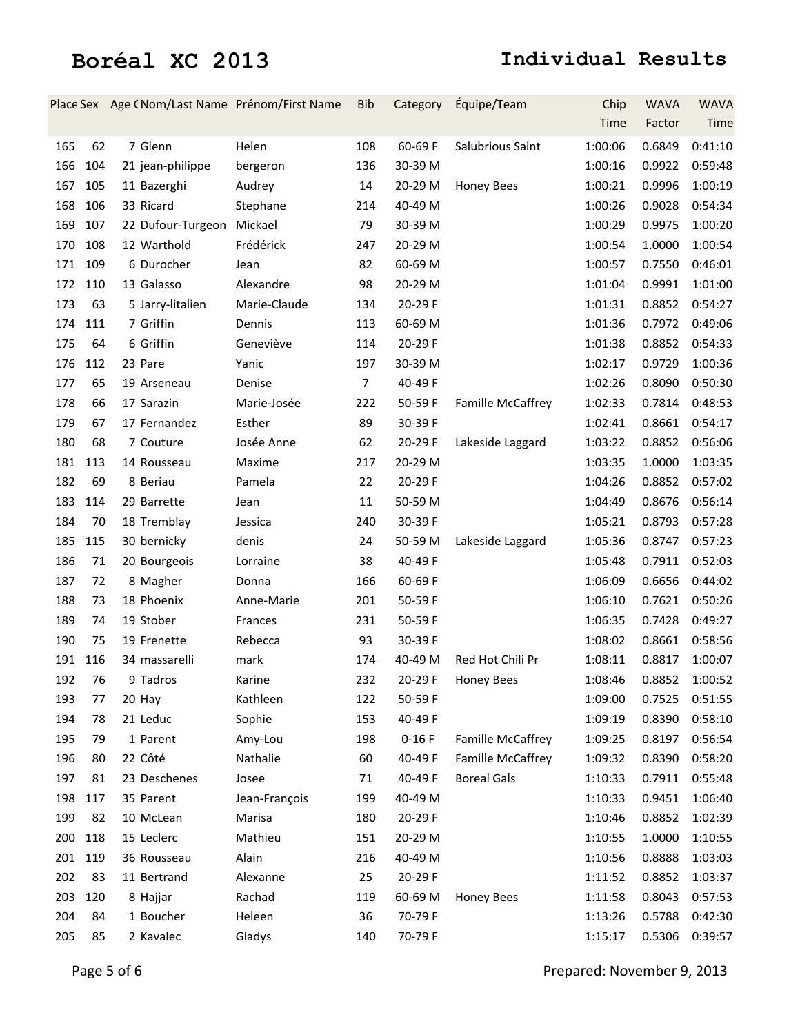# Boréal XC 2013

## Individual Results

| Place | Sex | Age ( | Nom/Last Name | Prénom/First Name | Bib | Category | Équipe/Team | Chip Time | WAVA Factor | WAVA Time |
|---|---|---|---|---|---|---|---|---|---|---|
| 165 | 62 | 7 | Glenn | Helen | 108 | 60-69 F | Salubrious Saint | 1:00:06 | 0.6849 | 0:41:10 |
| 166 | 104 | 21 | jean-philippe | bergeron | 136 | 30-39 M | | 1:00:16 | 0.9922 | 0:59:48 |
| 167 | 105 | 11 | Bazerghi | Audrey | 14 | 20-29 M | Honey Bees | 1:00:21 | 0.9996 | 1:00:19 |
| 168 | 106 | 33 | Ricard | Stephane | 214 | 40-49 M | | 1:00:26 | 0.9028 | 0:54:34 |
| 169 | 107 | 22 | Dufour-Turgeon | Mickael | 79 | 30-39 M | | 1:00:29 | 0.9975 | 1:00:20 |
| 170 | 108 | 12 | Warthold | Frédérick | 247 | 20-29 M | | 1:00:54 | 1.0000 | 1:00:54 |
| 171 | 109 | 6 | Durocher | Jean | 82 | 60-69 M | | 1:00:57 | 0.7550 | 0:46:01 |
| 172 | 110 | 13 | Galasso | Alexandre | 98 | 20-29 M | | 1:01:04 | 0.9991 | 1:01:00 |
| 173 | 63 | 5 | Jarry-litalien | Marie-Claude | 134 | 20-29 F | | 1:01:31 | 0.8852 | 0:54:27 |
| 174 | 111 | 7 | Griffin | Dennis | 113 | 60-69 M | | 1:01:36 | 0.7972 | 0:49:06 |
| 175 | 64 | 6 | Griffin | Geneviève | 114 | 20-29 F | | 1:01:38 | 0.8852 | 0:54:33 |
| 176 | 112 | 23 | Pare | Yanic | 197 | 30-39 M | | 1:02:17 | 0.9729 | 1:00:36 |
| 177 | 65 | 19 | Arseneau | Denise | 7 | 40-49 F | | 1:02:26 | 0.8090 | 0:50:30 |
| 178 | 66 | 17 | Sarazin | Marie-Josée | 222 | 50-59 F | Famille McCaffrey | 1:02:33 | 0.7814 | 0:48:53 |
| 179 | 67 | 17 | Fernandez | Esther | 89 | 30-39 F | | 1:02:41 | 0.8661 | 0:54:17 |
| 180 | 68 | 7 | Couture | Josée Anne | 62 | 20-29 F | Lakeside Laggard | 1:03:22 | 0.8852 | 0:56:06 |
| 181 | 113 | 14 | Rousseau | Maxime | 217 | 20-29 M | | 1:03:35 | 1.0000 | 1:03:35 |
| 182 | 69 | 8 | Beriau | Pamela | 22 | 20-29 F | | 1:04:26 | 0.8852 | 0:57:02 |
| 183 | 114 | 29 | Barrette | Jean | 11 | 50-59 M | | 1:04:49 | 0.8676 | 0:56:14 |
| 184 | 70 | 18 | Tremblay | Jessica | 240 | 30-39 F | | 1:05:21 | 0.8793 | 0:57:28 |
| 185 | 115 | 30 | bernicky | denis | 24 | 50-59 M | Lakeside Laggard | 1:05:36 | 0.8747 | 0:57:23 |
| 186 | 71 | 20 | Bourgeois | Lorraine | 38 | 40-49 F | | 1:05:48 | 0.7911 | 0:52:03 |
| 187 | 72 | 8 | Magher | Donna | 166 | 60-69 F | | 1:06:09 | 0.6656 | 0:44:02 |
| 188 | 73 | 18 | Phoenix | Anne-Marie | 201 | 50-59 F | | 1:06:10 | 0.7621 | 0:50:26 |
| 189 | 74 | 19 | Stober | Frances | 231 | 50-59 F | | 1:06:35 | 0.7428 | 0:49:27 |
| 190 | 75 | 19 | Frenette | Rebecca | 93 | 30-39 F | | 1:08:02 | 0.8661 | 0:58:56 |
| 191 | 116 | 34 | massarelli | mark | 174 | 40-49 M | Red Hot Chili Pr | 1:08:11 | 0.8817 | 1:00:07 |
| 192 | 76 | 9 | Tadros | Karine | 232 | 20-29 F | Honey Bees | 1:08:46 | 0.8852 | 1:00:52 |
| 193 | 77 | 20 | Hay | Kathleen | 122 | 50-59 F | | 1:09:00 | 0.7525 | 0:51:55 |
| 194 | 78 | 21 | Leduc | Sophie | 153 | 40-49 F | | 1:09:19 | 0.8390 | 0:58:10 |
| 195 | 79 | 1 | Parent | Amy-Lou | 198 | 0-16 F | Famille McCaffrey | 1:09:25 | 0.8197 | 0:56:54 |
| 196 | 80 | 22 | Côté | Nathalie | 60 | 40-49 F | Famille McCaffrey | 1:09:32 | 0.8390 | 0:58:20 |
| 197 | 81 | 23 | Deschenes | Josee | 71 | 40-49 F | Boreal Gals | 1:10:33 | 0.7911 | 0:55:48 |
| 198 | 117 | 35 | Parent | Jean-François | 199 | 40-49 M | | 1:10:33 | 0.9451 | 1:06:40 |
| 199 | 82 | 10 | McLean | Marisa | 180 | 20-29 F | | 1:10:46 | 0.8852 | 1:02:39 |
| 200 | 118 | 15 | Leclerc | Mathieu | 151 | 20-29 M | | 1:10:55 | 1.0000 | 1:10:55 |
| 201 | 119 | 36 | Rousseau | Alain | 216 | 40-49 M | | 1:10:56 | 0.8888 | 1:03:03 |
| 202 | 83 | 11 | Bertrand | Alexanne | 25 | 20-29 F | | 1:11:52 | 0.8852 | 1:03:37 |
| 203 | 120 | 8 | Hajjar | Rachad | 119 | 60-69 M | Honey Bees | 1:11:58 | 0.8043 | 0:57:53 |
| 204 | 84 | 1 | Boucher | Heleen | 36 | 70-79 F | | 1:13:26 | 0.5788 | 0:42:30 |
| 205 | 85 | 2 | Kavalec | Gladys | 140 | 70-79 F | | 1:15:17 | 0.5306 | 0:39:57 |

Prepared: November 9, 2013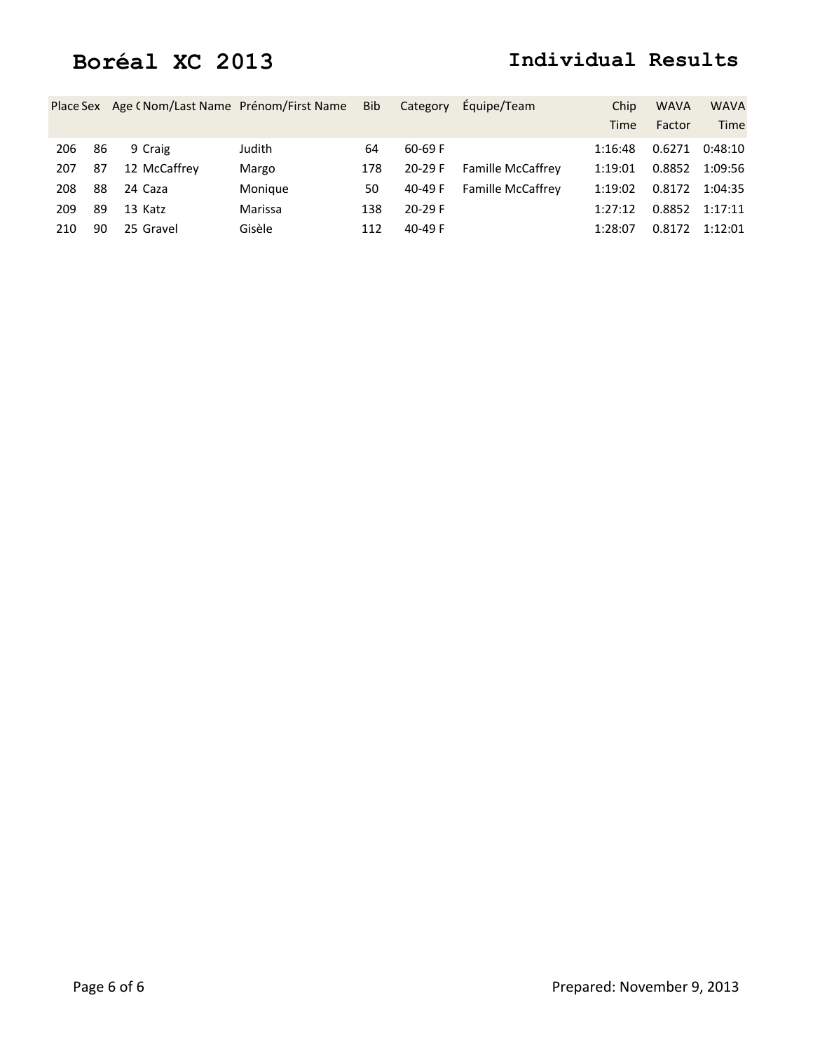Boréal XC 2013

Individual Results

| Place | Sex | Age ( | Nom/Last Name | Prénom/First Name | Bib | Category | Équipe/Team | Chip Time | WAVA Factor | WAVA Time |
|---|---|---|---|---|---|---|---|---|---|---|
| 206 | 86 | 9 | Craig | Judith | 64 | 60-69 F | | 1:16:48 | 0.6271 | 0:48:10 |
| 207 | 87 | 12 | McCaffrey | Margo | 178 | 20-29 F | Famille McCaffrey | 1:19:01 | 0.8852 | 1:09:56 |
| 208 | 88 | 24 | Caza | Monique | 50 | 40-49 F | Famille McCaffrey | 1:19:02 | 0.8172 | 1:04:35 |
| 209 | 89 | 13 | Katz | Marissa | 138 | 20-29 F | | 1:27:12 | 0.8852 | 1:17:11 |
| 210 | 90 | 25 | Gravel | Gisèle | 112 | 40-49 F | | 1:28:07 | 0.8172 | 1:12:01 |

Prepared: November 9, 2013